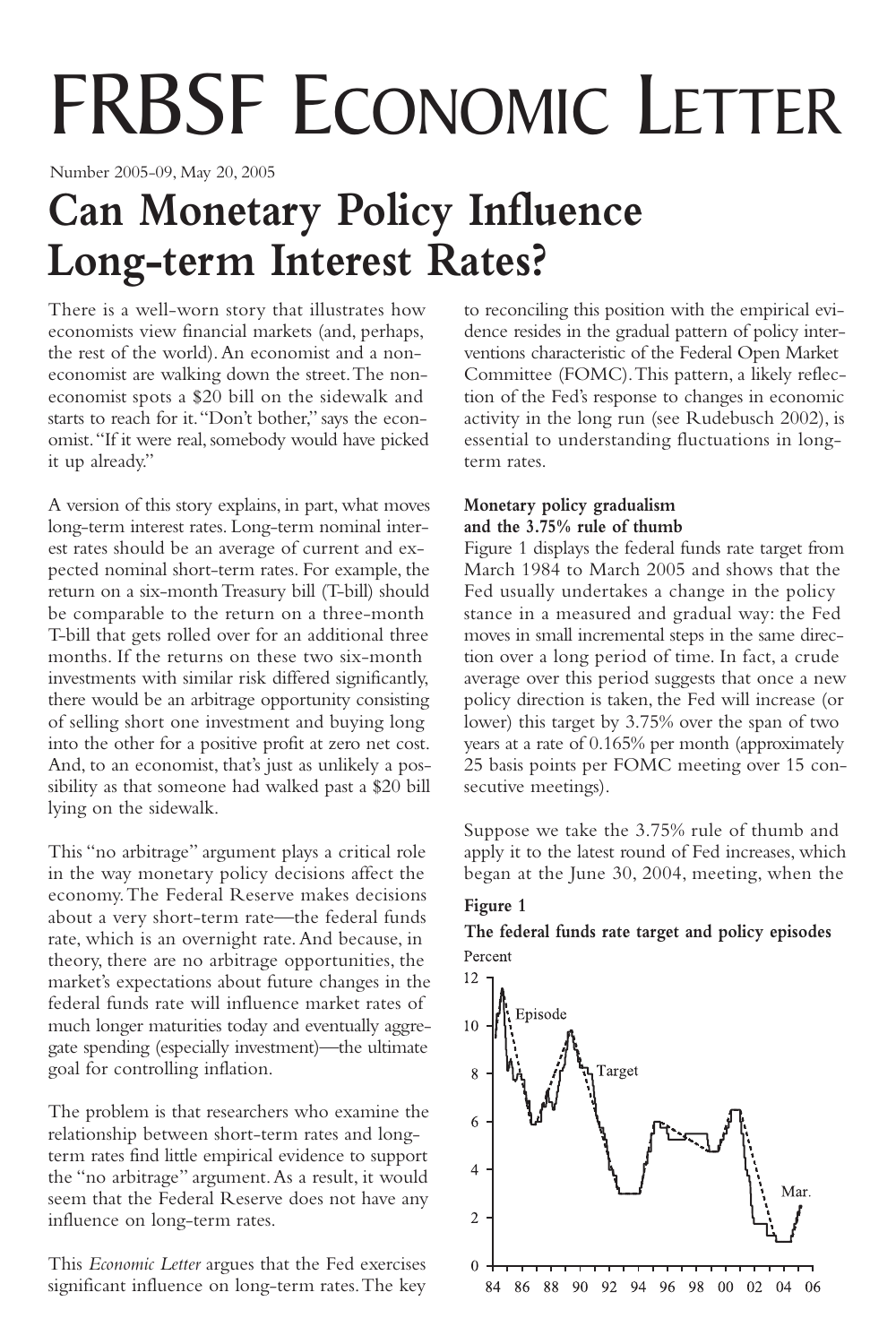# FRBSF Economic Letter

Number 2005-09, May 20, 2005

# Can Monetary Policy Influence Long-term Interest Rates?

There is a well-worn story that illustrates how economists view financial markets (and, perhaps, the rest of the world). An economist and a non-economist are walking down the street. The non-economist spots a $20 bill on the sidewalk and starts to reach for it. "Don't bother," says the economist. "If it were real, somebody would have picked it up already."

A version of this story explains, in part, what moves long-term interest rates. Long-term nominal interest rates should be an average of current and expected nominal short-term rates. For example, the return on a six-month Treasury bill (T-bill) should be comparable to the return on a three-month T-bill that gets rolled over for an additional three months. If the returns on these two six-month investments with similar risk differed significantly, there would be an arbitrage opportunity consisting of selling short one investment and buying long into the other for a positive profit at zero net cost. And, to an economist, that's just as unlikely a possibility as that someone had walked past a $20 bill lying on the sidewalk.

This "no arbitrage" argument plays a critical role in the way monetary policy decisions affect the economy. The Federal Reserve makes decisions about a very short-term rate—the federal funds rate, which is an overnight rate. And because, in theory, there are no arbitrage opportunities, the market's expectations about future changes in the federal funds rate will influence market rates of much longer maturities today and eventually aggregate spending (especially investment)—the ultimate goal for controlling inflation.

The problem is that researchers who examine the relationship between short-term rates and long-term rates find little empirical evidence to support the "no arbitrage" argument. As a result, it would seem that the Federal Reserve does not have any influence on long-term rates.

This *Economic Letter* argues that the Fed exercises significant influence on long-term rates. The key to reconciling this position with the empirical evidence resides in the gradual pattern of policy interventions characteristic of the Federal Open Market Committee (FOMC). This pattern, a likely reflection of the Fed's response to changes in economic activity in the long run (see Rudebusch 2002), is essential to understanding fluctuations in long-term rates.

### Monetary policy gradualism and the 3.75% rule of thumb

Figure 1 displays the federal funds rate target from March 1984 to March 2005 and shows that the Fed usually undertakes a change in the policy stance in a measured and gradual way: the Fed moves in small incremental steps in the same direction over a long period of time. In fact, a crude average over this period suggests that once a new policy direction is taken, the Fed will increase (or lower) this target by 3.75% over the span of two years at a rate of 0.165% per month (approximately 25 basis points per FOMC meeting over 15 consecutive meetings).

Suppose we take the 3.75% rule of thumb and apply it to the latest round of Fed increases, which began at the June 30, 2004, meeting, when the

**Figure 1**

**The federal funds rate target and policy episodes**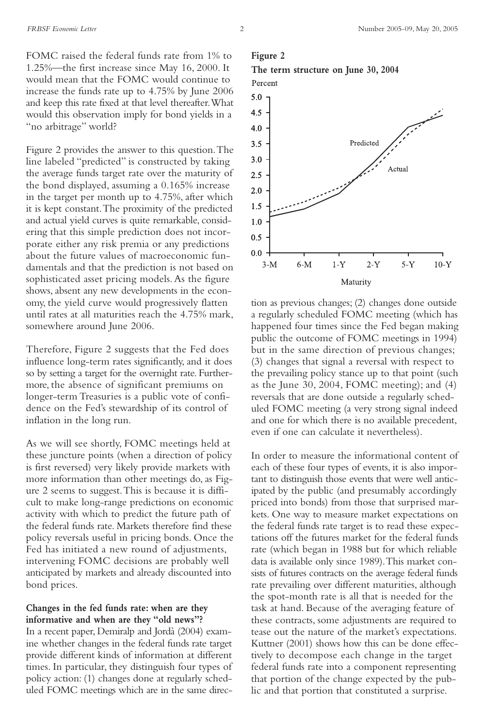FOMC raised the federal funds rate from 1% to 1.25%—the first increase since May 16, 2000. It would mean that the FOMC would continue to increase the funds rate up to 4.75% by June 2006 and keep this rate fixed at that level thereafter. What would this observation imply for bond yields in a "no arbitrage" world?

Figure 2 provides the answer to this question. The line labeled "predicted" is constructed by taking the average funds target rate over the maturity of the bond displayed, assuming a 0.165% increase in the target per month up to 4.75%, after which it is kept constant. The proximity of the predicted and actual yield curves is quite remarkable, considering that this simple prediction does not incorporate either any risk premia or any predictions about the future values of macroeconomic fundamentals and that the prediction is not based on sophisticated asset pricing models. As the figure shows, absent any new developments in the economy, the yield curve would progressively flatten until rates at all maturities reach the 4.75% mark, somewhere around June 2006.

Therefore, Figure 2 suggests that the Fed does influence long-term rates significantly, and it does so by setting a target for the overnight rate. Furthermore, the absence of significant premiums on longer-term Treasuries is a public vote of confidence on the Fed's stewardship of its control of inflation in the long run.

As we will see shortly, FOMC meetings held at these juncture points (when a direction of policy is first reversed) very likely provide markets with more information than other meetings do, as Figure 2 seems to suggest. This is because it is difficult to make long-range predictions on economic activity with which to predict the future path of the federal funds rate. Markets therefore find these policy reversals useful in pricing bonds. Once the Fed has initiated a new round of adjustments, intervening FOMC decisions are probably well anticipated by markets and already discounted into bond prices.

**Figure 2**

**The term structure on June 30, 2004**

## Changes in the fed funds rate: when are they informative and when are they "old news"?

In a recent paper, Demiralp and Jordà (2004) examine whether changes in the federal funds rate target provide different kinds of information at different times. In particular, they distinguish four types of policy action: (1) changes done at regularly scheduled FOMC meetings which are in the same direction as previous changes; (2) changes done outside a regularly scheduled FOMC meeting (which has happened four times since the Fed began making public the outcome of FOMC meetings in 1994) but in the same direction of previous changes; (3) changes that signal a reversal with respect to the prevailing policy stance up to that point (such as the June 30, 2004, FOMC meeting); and (4) reversals that are done outside a regularly scheduled FOMC meeting (a very strong signal indeed and one for which there is no available precedent, even if one can calculate it nevertheless).

In order to measure the informational content of each of these four types of events, it is also important to distinguish those events that were well anticipated by the public (and presumably accordingly priced into bonds) from those that surprised markets. One way to measure market expectations on the federal funds rate target is to read these expectations off the futures market for the federal funds rate (which began in 1988 but for which reliable data is available only since 1989). This market consists of futures contracts on the average federal funds rate prevailing over different maturities, although the spot-month rate is all that is needed for the task at hand. Because of the averaging feature of these contracts, some adjustments are required to tease out the nature of the market's expectations. Kuttner (2001) shows how this can be done effectively to decompose each change in the target federal funds rate into a component representing that portion of the change expected by the public and that portion that constituted a surprise.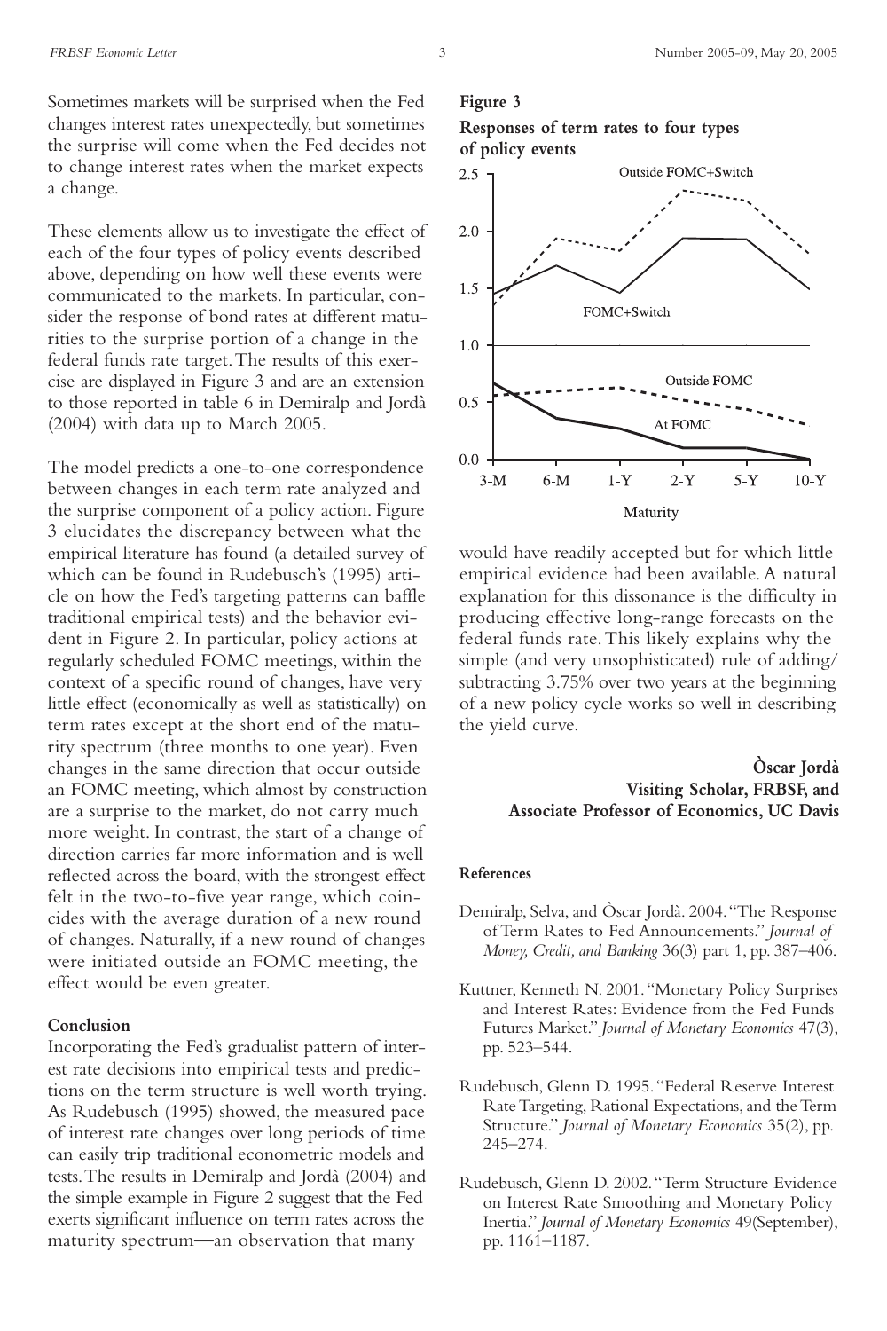Sometimes markets will be surprised when the Fed changes interest rates unexpectedly, but sometimes the surprise will come when the Fed decides not to change interest rates when the market expects a change.

These elements allow us to investigate the effect of each of the four types of policy events described above, depending on how well these events were communicated to the markets. In particular, consider the response of bond rates at different maturities to the surprise portion of a change in the federal funds rate target. The results of this exercise are displayed in Figure 3 and are an extension to those reported in table 6 in Demiralp and Jordà (2004) with data up to March 2005.

The model predicts a one-to-one correspondence between changes in each term rate analyzed and the surprise component of a policy action. Figure 3 elucidates the discrepancy between what the empirical literature has found (a detailed survey of which can be found in Rudebusch's (1995) article on how the Fed's targeting patterns can baffle traditional empirical tests) and the behavior evident in Figure 2. In particular, policy actions at regularly scheduled FOMC meetings, within the context of a specific round of changes, have very little effect (economically as well as statistically) on term rates except at the short end of the maturity spectrum (three months to one year). Even changes in the same direction that occur outside an FOMC meeting, which almost by construction are a surprise to the market, do not carry much more weight. In contrast, the start of a change of direction carries far more information and is well reflected across the board, with the strongest effect felt in the two-to-five year range, which coincides with the average duration of a new round of changes. Naturally, if a new round of changes were initiated outside an FOMC meeting, the effect would be even greater.

**Figure 3**

**Responses of term rates to four types of policy events**

## Conclusion

Incorporating the Fed's gradualist pattern of interest rate decisions into empirical tests and predictions on the term structure is well worth trying. As Rudebusch (1995) showed, the measured pace of interest rate changes over long periods of time can easily trip traditional econometric models and tests. The results in Demiralp and Jordà (2004) and the simple example in Figure 2 suggest that the Fed exerts significant influence on term rates across the maturity spectrum—an observation that many would have readily accepted but for which little empirical evidence had been available. A natural explanation for this dissonance is the difficulty in producing effective long-range forecasts on the federal funds rate. This likely explains why the simple (and very unsophisticated) rule of adding/subtracting 3.75% over two years at the beginning of a new policy cycle works so well in describing the yield curve.

**Òscar Jordà**
**Visiting Scholar, FRBSF, and**
**Associate Professor of Economics, UC Davis**

## References

Demiralp, Selva, and Òscar Jordà. 2004. "The Response of Term Rates to Fed Announcements." *Journal of Money, Credit, and Banking* 36(3) part 1, pp. 387–406.

Kuttner, Kenneth N. 2001. "Monetary Policy Surprises and Interest Rates: Evidence from the Fed Funds Futures Market." *Journal of Monetary Economics* 47(3), pp. 523–544.

Rudebusch, Glenn D. 1995. "Federal Reserve Interest Rate Targeting, Rational Expectations, and the Term Structure." *Journal of Monetary Economics* 35(2), pp. 245–274.

Rudebusch, Glenn D. 2002. "Term Structure Evidence on Interest Rate Smoothing and Monetary Policy Inertia." *Journal of Monetary Economics* 49(September), pp. 1161–1187.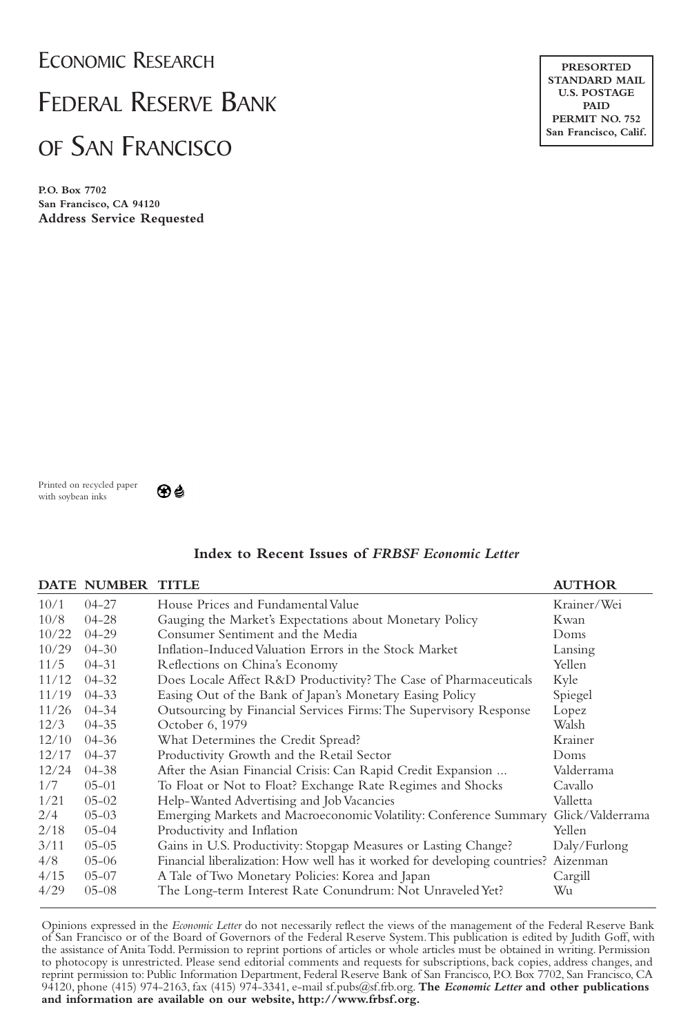# ECONOMIC RESEARCH

# FEDERAL RESERVE BANK OF SAN FRANCISCO

**P.O. Box 7702**
**San Francisco, CA 94120**
**Address Service Requested**

**PRESORTED STANDARD MAIL U.S. POSTAGE PAID PERMIT NO. 752 San Francisco, Calif.**

Printed on recycled paper with soybean inks

### Index to Recent Issues of *FRBSF Economic Letter*

| DATE | NUMBER | TITLE | AUTHOR |
|---|---|---|---|
| 10/1 | 04-27 | House Prices and Fundamental Value | Krainer/Wei |
| 10/8 | 04-28 | Gauging the Market's Expectations about Monetary Policy | Kwan |
| 10/22 | 04-29 | Consumer Sentiment and the Media | Doms |
| 10/29 | 04-30 | Inflation-Induced Valuation Errors in the Stock Market | Lansing |
| 11/5 | 04-31 | Reflections on China's Economy | Yellen |
| 11/12 | 04-32 | Does Locale Affect R&D Productivity? The Case of Pharmaceuticals | Kyle |
| 11/19 | 04-33 | Easing Out of the Bank of Japan's Monetary Easing Policy | Spiegel |
| 11/26 | 04-34 | Outsourcing by Financial Services Firms: The Supervisory Response | Lopez |
| 12/3 | 04-35 | October 6, 1979 | Walsh |
| 12/10 | 04-36 | What Determines the Credit Spread? | Krainer |
| 12/17 | 04-37 | Productivity Growth and the Retail Sector | Doms |
| 12/24 | 04-38 | After the Asian Financial Crisis: Can Rapid Credit Expansion ... | Valderrama |
| 1/7 | 05-01 | To Float or Not to Float? Exchange Rate Regimes and Shocks | Cavallo |
| 1/21 | 05-02 | Help-Wanted Advertising and Job Vacancies | Valletta |
| 2/4 | 05-03 | Emerging Markets and Macroeconomic Volatility: Conference Summary | Glick/Valderrama |
| 2/18 | 05-04 | Productivity and Inflation | Yellen |
| 3/11 | 05-05 | Gains in U.S. Productivity: Stopgap Measures or Lasting Change? | Daly/Furlong |
| 4/8 | 05-06 | Financial liberalization: How well has it worked for developing countries? | Aizenman |
| 4/15 | 05-07 | A Tale of Two Monetary Policies: Korea and Japan | Cargill |
| 4/29 | 05-08 | The Long-term Interest Rate Conundrum: Not Unraveled Yet? | Wu |

Opinions expressed in the *Economic Letter* do not necessarily reflect the views of the management of the Federal Reserve Bank of San Francisco or of the Board of Governors of the Federal Reserve System. This publication is edited by Judith Goff, with the assistance of Anita Todd. Permission to reprint portions of articles or whole articles must be obtained in writing. Permission to photocopy is unrestricted. Please send editorial comments and requests for subscriptions, back copies, address changes, and reprint permission to: Public Information Department, Federal Reserve Bank of San Francisco, P.O. Box 7702, San Francisco, CA 94120, phone (415) 974-2163, fax (415) 974-3341, e-mail sf.pubs@sf.frb.org. **The *Economic Letter* and other publications and information are available on our website, http://www.frbsf.org.**